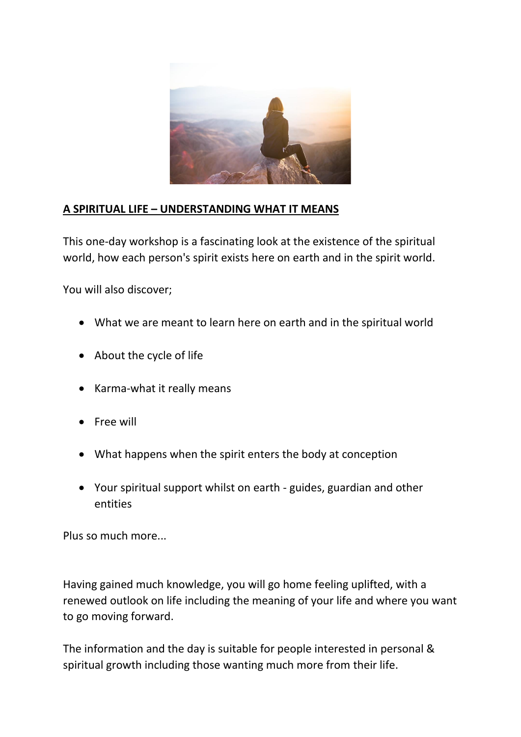## A SPIRITUAL LIFE – UNDERSTANDING WHAT IT MEANS

This one-day workshop is a fascinating look at the existence of the spiritual world, how each person's spirit exists here on earth and in the spirit world.

You will also discover;

- What we are meant to learn here on earth and in the spiritual world
- About the cycle of life
- Karma-what it really means
- Free will
- What happens when the spirit enters the body at conception
- Your spiritual support whilst on earth - guides, guardian and other entities

Plus so much more...

Having gained much knowledge, you will go home feeling uplifted, with a renewed outlook on life including the meaning of your life and where you want to go moving forward.

The information and the day is suitable for people interested in personal & spiritual growth including those wanting much more from their life.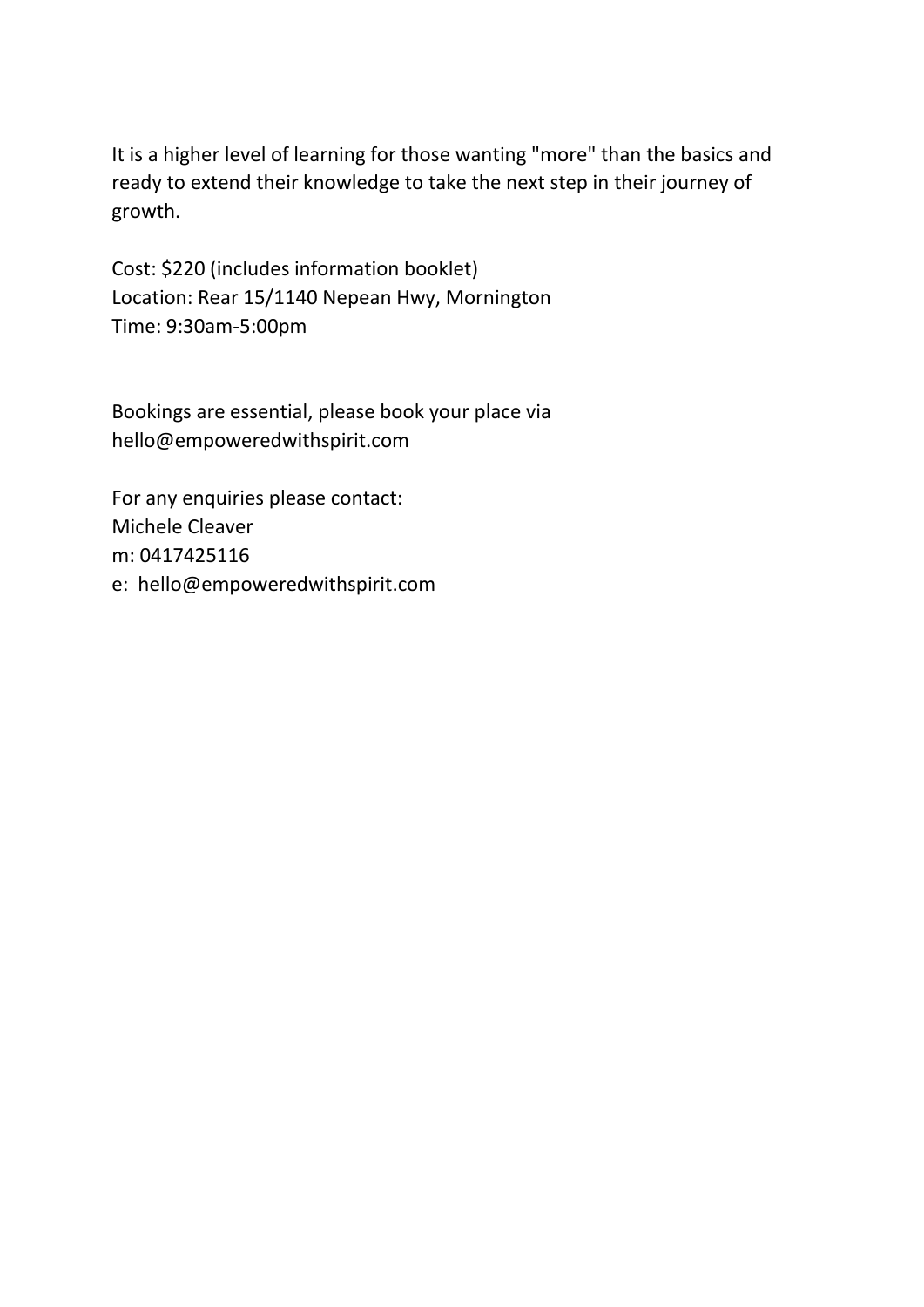It is a higher level of learning for those wanting "more" than the basics and ready to extend their knowledge to take the next step in their journey of growth.

Cost: $220 (includes information booklet)
Location: Rear 15/1140 Nepean Hwy, Mornington
Time: 9:30am-5:00pm

Bookings are essential, please book your place via hello@empoweredwithspirit.com

For any enquiries please contact:
Michele Cleaver
m: 0417425116
e: hello@empoweredwithspirit.com